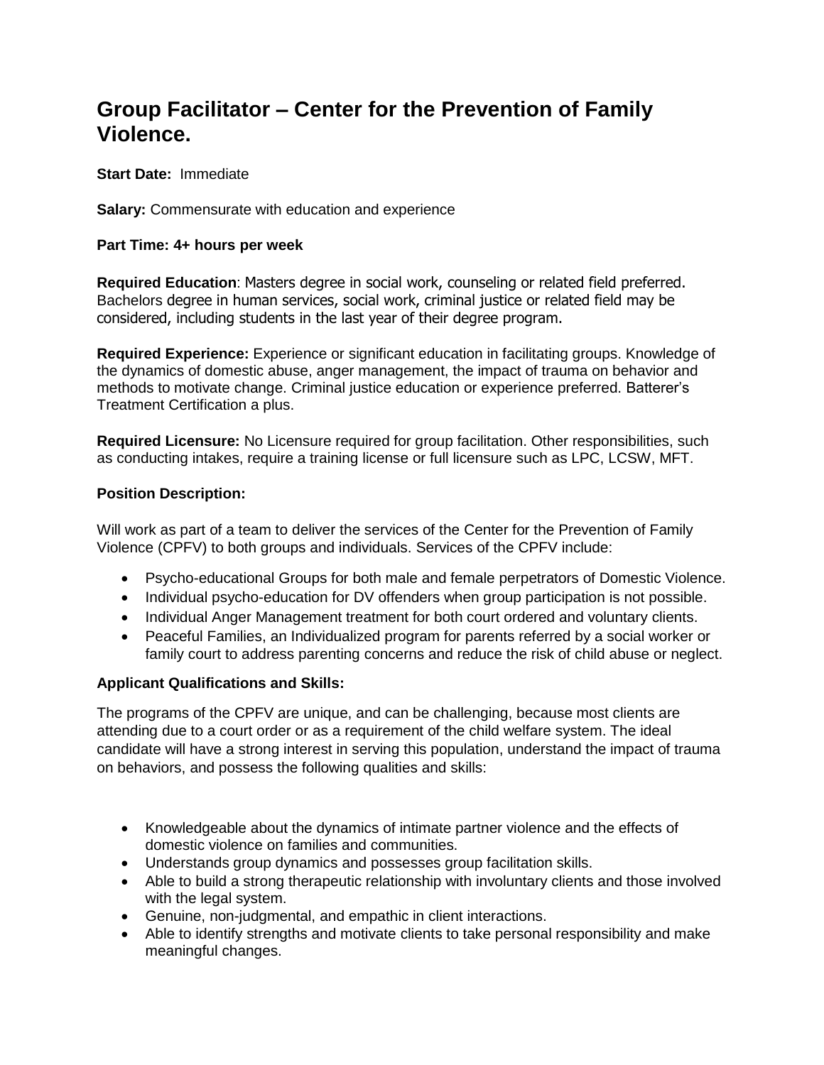# Group Facilitator – Center for the Prevention of Family Violence.

**Start Date:** Immediate

**Salary:** Commensurate with education and experience

**Part Time: 4+ hours per week**

**Required Education**: Masters degree in social work, counseling or related field preferred. Bachelors degree in human services, social work, criminal justice or related field may be considered, including students in the last year of their degree program.

**Required Experience:** Experience or significant education in facilitating groups. Knowledge of the dynamics of domestic abuse, anger management, the impact of trauma on behavior and methods to motivate change. Criminal justice education or experience preferred. Batterer's Treatment Certification a plus.

**Required Licensure:** No Licensure required for group facilitation. Other responsibilities, such as conducting intakes, require a training license or full licensure such as LPC, LCSW, MFT.

**Position Description:**

Will work as part of a team to deliver the services of the Center for the Prevention of Family Violence (CPFV) to both groups and individuals. Services of the CPFV include:

- Psycho-educational Groups for both male and female perpetrators of Domestic Violence.
- Individual psycho-education for DV offenders when group participation is not possible.
- Individual Anger Management treatment for both court ordered and voluntary clients.
- Peaceful Families, an Individualized program for parents referred by a social worker or family court to address parenting concerns and reduce the risk of child abuse or neglect.

**Applicant Qualifications and Skills:**

The programs of the CPFV are unique, and can be challenging, because most clients are attending due to a court order or as a requirement of the child welfare system. The ideal candidate will have a strong interest in serving this population, understand the impact of trauma on behaviors, and possess the following qualities and skills:

- Knowledgeable about the dynamics of intimate partner violence and the effects of domestic violence on families and communities.
- Understands group dynamics and possesses group facilitation skills.
- Able to build a strong therapeutic relationship with involuntary clients and those involved with the legal system.
- Genuine, non-judgmental, and empathic in client interactions.
- Able to identify strengths and motivate clients to take personal responsibility and make meaningful changes.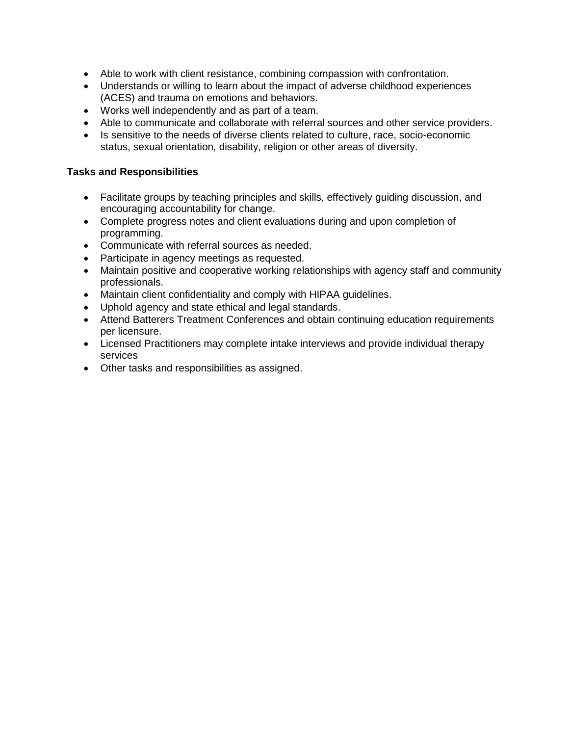- Able to work with client resistance, combining compassion with confrontation.
- Understands or willing to learn about the impact of adverse childhood experiences (ACES) and trauma on emotions and behaviors.
- Works well independently and as part of a team.
- Able to communicate and collaborate with referral sources and other service providers.
- Is sensitive to the needs of diverse clients related to culture, race, socio-economic status, sexual orientation, disability, religion or other areas of diversity.

**Tasks and Responsibilities**

- Facilitate groups by teaching principles and skills, effectively guiding discussion, and encouraging accountability for change.
- Complete progress notes and client evaluations during and upon completion of programming.
- Communicate with referral sources as needed.
- Participate in agency meetings as requested.
- Maintain positive and cooperative working relationships with agency staff and community professionals.
- Maintain client confidentiality and comply with HIPAA guidelines.
- Uphold agency and state ethical and legal standards.
- Attend Batterers Treatment Conferences and obtain continuing education requirements per licensure.
- Licensed Practitioners may complete intake interviews and provide individual therapy services
- Other tasks and responsibilities as assigned.